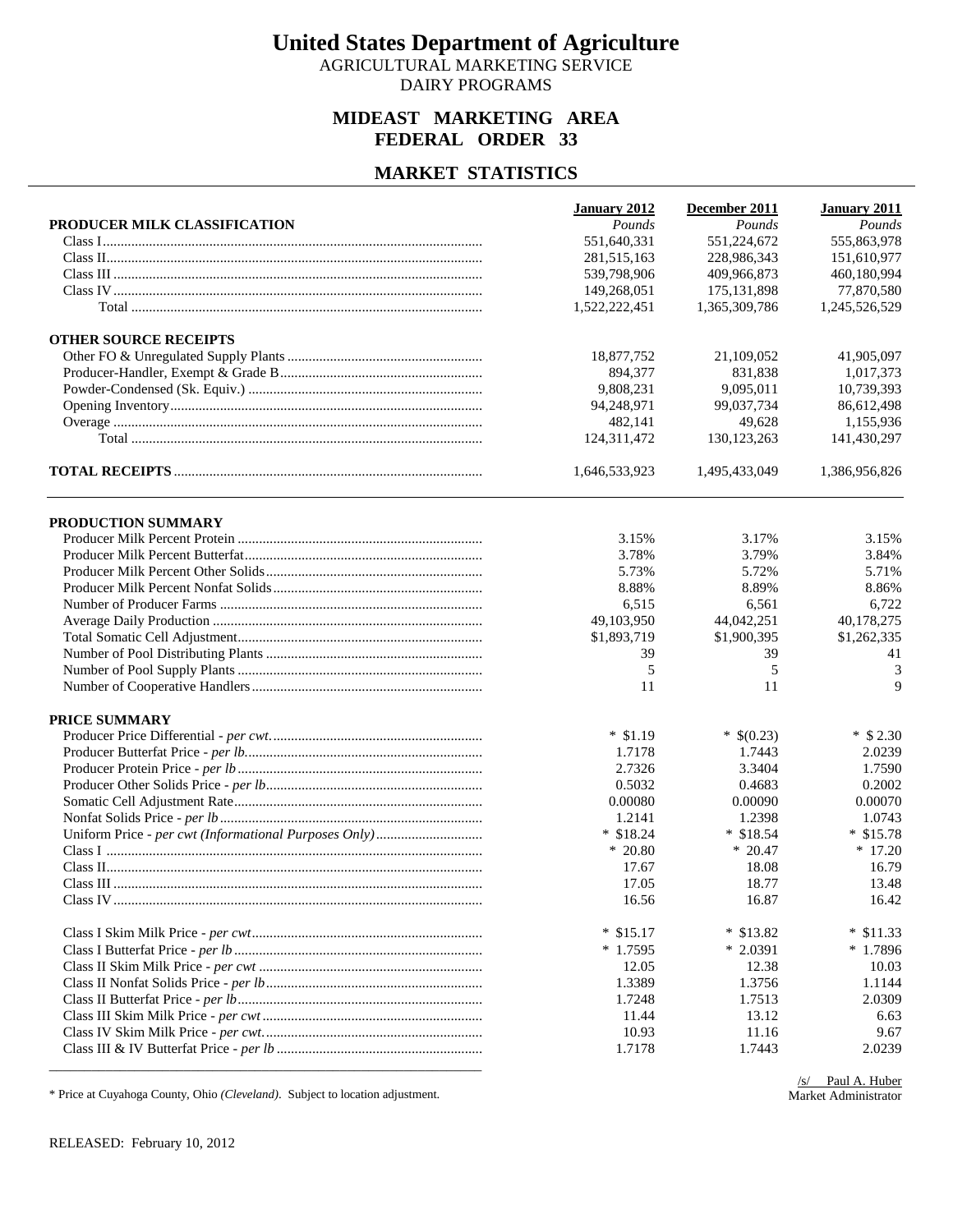# United States Department of Agriculture

AGRICULTURAL MARKETING SERVICE
DAIRY PROGRAMS

## MIDEAST MARKETING AREA
## FEDERAL ORDER 33

## MARKET STATISTICS

| | January 2012 | December 2011 | January 2011 |
|---|---|---|---|
| **PRODUCER MILK CLASSIFICATION** | *Pounds* | *Pounds* | *Pounds* |
| Class I | 551,640,331 | 551,224,672 | 555,863,978 |
| Class II | 281,515,163 | 228,986,343 | 151,610,977 |
| Class III | 539,798,906 | 409,966,873 | 460,180,994 |
| Class IV | 149,268,051 | 175,131,898 | 77,870,580 |
| Total | 1,522,222,451 | 1,365,309,786 | 1,245,526,529 |
| **OTHER SOURCE RECEIPTS** | | | |
| Other FO & Unregulated Supply Plants | 18,877,752 | 21,109,052 | 41,905,097 |
| Producer-Handler, Exempt & Grade B | 894,377 | 831,838 | 1,017,373 |
| Powder-Condensed (Sk. Equiv.) | 9,808,231 | 9,095,011 | 10,739,393 |
| Opening Inventory | 94,248,971 | 99,037,734 | 86,612,498 |
| Overage | 482,141 | 49,628 | 1,155,936 |
| Total | 124,311,472 | 130,123,263 | 141,430,297 |
| **TOTAL RECEIPTS** | 1,646,533,923 | 1,495,433,049 | 1,386,956,826 |

| | January 2012 | December 2011 | January 2011 |
|---|---|---|---|
| **PRODUCTION SUMMARY** | | | |
| Producer Milk Percent Protein | 3.15% | 3.17% | 3.15% |
| Producer Milk Percent Butterfat | 3.78% | 3.79% | 3.84% |
| Producer Milk Percent Other Solids | 5.73% | 5.72% | 5.71% |
| Producer Milk Percent Nonfat Solids | 8.88% | 8.89% | 8.86% |
| Number of Producer Farms | 6,515 | 6,561 | 6,722 |
| Average Daily Production | 49,103,950 | 44,042,251 | 40,178,275 |
| Total Somatic Cell Adjustment | $1,893,719 | $1,900,395 | $1,262,335 |
| Number of Pool Distributing Plants | 39 | 39 | 41 |
| Number of Pool Supply Plants | 5 | 5 | 3 |
| Number of Cooperative Handlers | 11 | 11 | 9 |
| **PRICE SUMMARY** | | | |
| Producer Price Differential - *per cwt.* | * $1.19 | * $(0.23) | * $ 2.30 |
| Producer Butterfat Price - *per lb.* | 1.7178 | 1.7443 | 2.0239 |
| Producer Protein Price - *per lb* | 2.7326 | 3.3404 | 1.7590 |
| Producer Other Solids Price - *per lb* | 0.5032 | 0.4683 | 0.2002 |
| Somatic Cell Adjustment Rate | 0.00080 | 0.00090 | 0.00070 |
| Nonfat Solids Price - *per lb* | 1.2141 | 1.2398 | 1.0743 |
| Uniform Price - *per cwt (Informational Purposes Only)* | * $18.24 | * $18.54 | * $15.78 |
| Class I | * 20.80 | * 20.47 | * 17.20 |
| Class II | 17.67 | 18.08 | 16.79 |
| Class III | 17.05 | 18.77 | 13.48 |
| Class IV | 16.56 | 16.87 | 16.42 |
| Class I Skim Milk Price - *per cwt* | * $15.17 | * $13.82 | * $11.33 |
| Class I Butterfat Price - *per lb* | * 1.7595 | * 2.0391 | * 1.7896 |
| Class II Skim Milk Price - *per cwt* | 12.05 | 12.38 | 10.03 |
| Class II Nonfat Solids Price - *per lb* | 1.3389 | 1.3756 | 1.1144 |
| Class II Butterfat Price - *per lb* | 1.7248 | 1.7513 | 2.0309 |
| Class III Skim Milk Price - *per cwt* | 11.44 | 13.12 | 6.63 |
| Class IV Skim Milk Price - *per cwt.* | 10.93 | 11.16 | 9.67 |
| Class III & IV Butterfat Price - *per lb* | 1.7178 | 1.7443 | 2.0239 |

* Price at Cuyahoga County, Ohio *(Cleveland)*. Subject to location adjustment.

/s/ Paul A. Huber
Market Administrator

RELEASED: February 10, 2012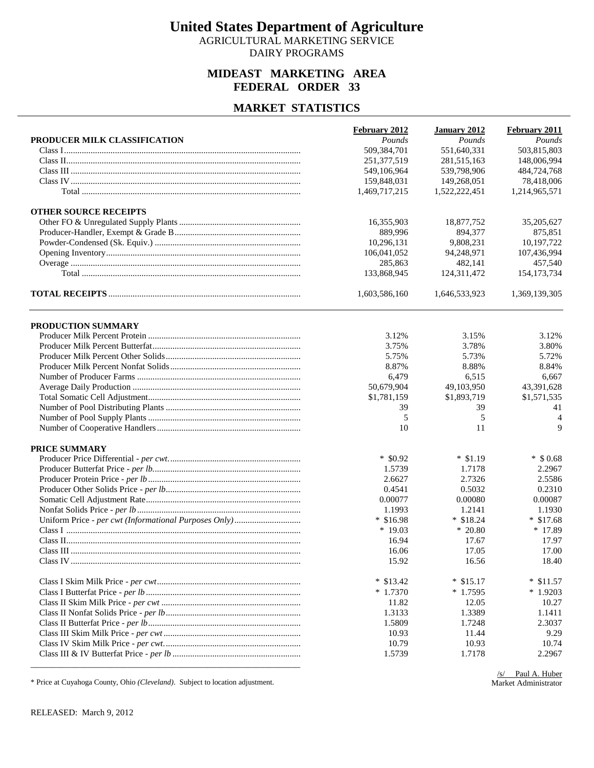# United States Department of Agriculture

AGRICULTURAL MARKETING SERVICE
DAIRY PROGRAMS

## MIDEAST MARKETING AREA
## FEDERAL ORDER 33

## MARKET STATISTICS

| | February 2012 | January 2012 | February 2011 |
|---|---|---|---|
| **PRODUCER MILK CLASSIFICATION** | *Pounds* | *Pounds* | *Pounds* |
| Class I | 509,384,701 | 551,640,331 | 503,815,803 |
| Class II | 251,377,519 | 281,515,163 | 148,006,994 |
| Class III | 549,106,964 | 539,798,906 | 484,724,768 |
| Class IV | 159,848,031 | 149,268,051 | 78,418,006 |
| Total | 1,469,717,215 | 1,522,222,451 | 1,214,965,571 |
| **OTHER SOURCE RECEIPTS** | | | |
| Other FO & Unregulated Supply Plants | 16,355,903 | 18,877,752 | 35,205,627 |
| Producer-Handler, Exempt & Grade B | 889,996 | 894,377 | 875,851 |
| Powder-Condensed (Sk. Equiv.) | 10,296,131 | 9,808,231 | 10,197,722 |
| Opening Inventory | 106,041,052 | 94,248,971 | 107,436,994 |
| Overage | 285,863 | 482,141 | 457,540 |
| Total | 133,868,945 | 124,311,472 | 154,173,734 |
| **TOTAL RECEIPTS** | 1,603,586,160 | 1,646,533,923 | 1,369,139,305 |

| | February 2012 | January 2012 | February 2011 |
|---|---|---|---|
| **PRODUCTION SUMMARY** | | | |
| Producer Milk Percent Protein | 3.12% | 3.15% | 3.12% |
| Producer Milk Percent Butterfat | 3.75% | 3.78% | 3.80% |
| Producer Milk Percent Other Solids | 5.75% | 5.73% | 5.72% |
| Producer Milk Percent Nonfat Solids | 8.87% | 8.88% | 8.84% |
| Number of Producer Farms | 6,479 | 6,515 | 6,667 |
| Average Daily Production | 50,679,904 | 49,103,950 | 43,391,628 |
| Total Somatic Cell Adjustment | $1,781,159 | $1,893,719 | $1,571,535 |
| Number of Pool Distributing Plants | 39 | 39 | 41 |
| Number of Pool Supply Plants | 5 | 5 | 4 |
| Number of Cooperative Handlers | 10 | 11 | 9 |
| **PRICE SUMMARY** | | | |
| Producer Price Differential - *per cwt.* | * $0.92 | * $1.19 | * $0.68 |
| Producer Butterfat Price - *per lb.* | 1.5739 | 1.7178 | 2.2967 |
| Producer Protein Price - *per lb* | 2.6627 | 2.7326 | 2.5586 |
| Producer Other Solids Price - *per lb* | 0.4541 | 0.5032 | 0.2310 |
| Somatic Cell Adjustment Rate | 0.00077 | 0.00080 | 0.00087 |
| Nonfat Solids Price - *per lb* | 1.1993 | 1.2141 | 1.1930 |
| Uniform Price - *per cwt (Informational Purposes Only)* | * $16.98 | * $18.24 | * $17.68 |
| Class I | * 19.03 | * 20.80 | * 17.89 |
| Class II | 16.94 | 17.67 | 17.97 |
| Class III | 16.06 | 17.05 | 17.00 |
| Class IV | 15.92 | 16.56 | 18.40 |
| Class I Skim Milk Price - *per cwt* | * $13.42 | * $15.17 | * $11.57 |
| Class I Butterfat Price - *per lb* | * 1.7370 | * 1.7595 | * 1.9203 |
| Class II Skim Milk Price - *per cwt* | 11.82 | 12.05 | 10.27 |
| Class II Nonfat Solids Price - *per lb* | 1.3133 | 1.3389 | 1.1411 |
| Class II Butterfat Price - *per lb* | 1.5809 | 1.7248 | 2.3037 |
| Class III Skim Milk Price - *per cwt* | 10.93 | 11.44 | 9.29 |
| Class IV Skim Milk Price - *per cwt.* | 10.79 | 10.93 | 10.74 |
| Class III & IV Butterfat Price - *per lb* | 1.5739 | 1.7178 | 2.2967 |

* Price at Cuyahoga County, Ohio *(Cleveland)*. Subject to location adjustment.

/s/ Paul A. Huber
Market Administrator

RELEASED: March 9, 2012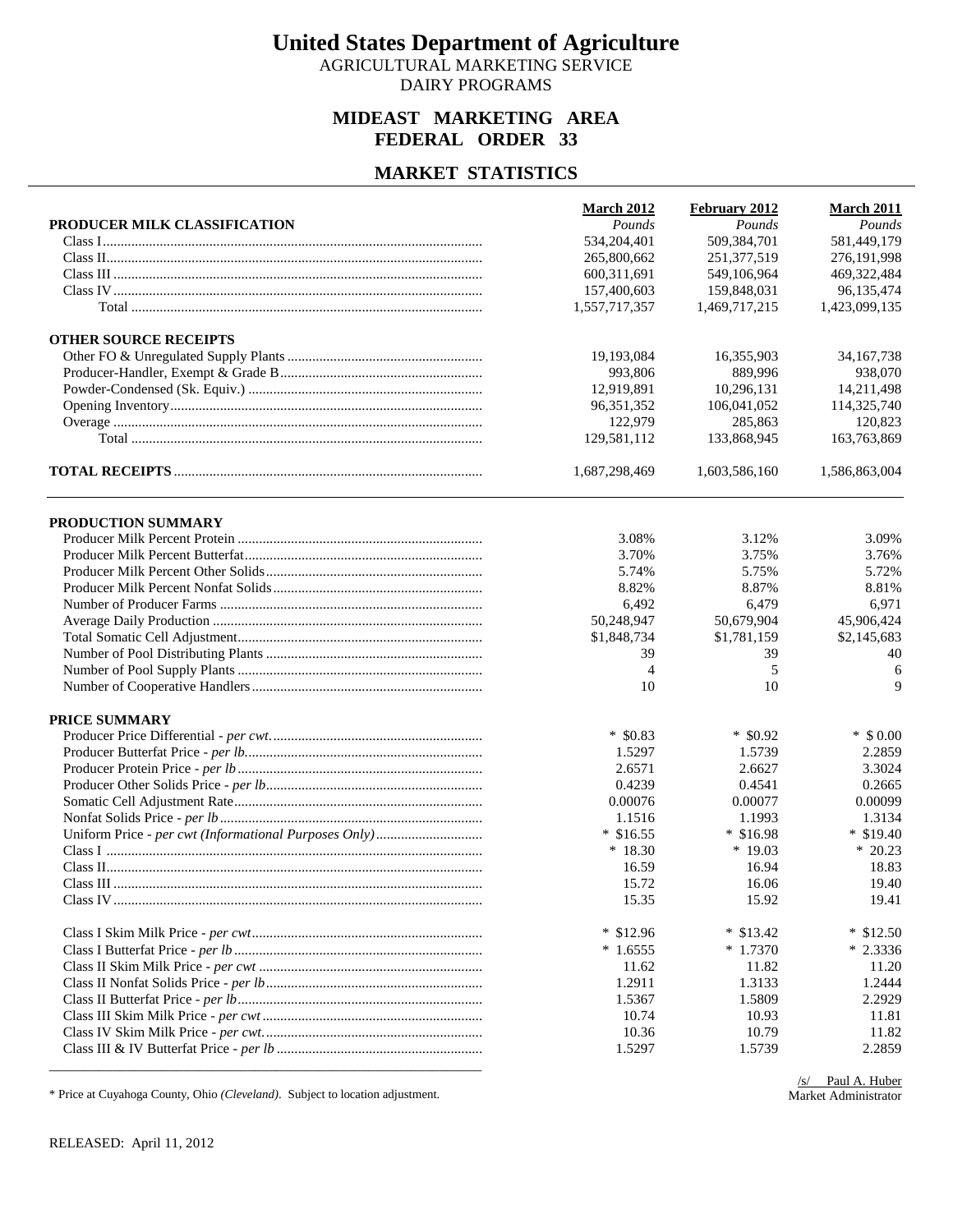# United States Department of Agriculture

AGRICULTURAL MARKETING SERVICE
DAIRY PROGRAMS

## MIDEAST MARKETING AREA
## FEDERAL ORDER 33

## MARKET STATISTICS

| | March 2012 | February 2012 | March 2011 |
|---|---|---|---|
| **PRODUCER MILK CLASSIFICATION** | *Pounds* | *Pounds* | *Pounds* |
| Class I | 534,204,401 | 509,384,701 | 581,449,179 |
| Class II | 265,800,662 | 251,377,519 | 276,191,998 |
| Class III | 600,311,691 | 549,106,964 | 469,322,484 |
| Class IV | 157,400,603 | 159,848,031 | 96,135,474 |
| Total | 1,557,717,357 | 1,469,717,215 | 1,423,099,135 |
| **OTHER SOURCE RECEIPTS** | | | |
| Other FO & Unregulated Supply Plants | 19,193,084 | 16,355,903 | 34,167,738 |
| Producer-Handler, Exempt & Grade B | 993,806 | 889,996 | 938,070 |
| Powder-Condensed (Sk. Equiv.) | 12,919,891 | 10,296,131 | 14,211,498 |
| Opening Inventory | 96,351,352 | 106,041,052 | 114,325,740 |
| Overage | 122,979 | 285,863 | 120,823 |
| Total | 129,581,112 | 133,868,945 | 163,763,869 |
| **TOTAL RECEIPTS** | 1,687,298,469 | 1,603,586,160 | 1,586,863,004 |

| | March 2012 | February 2012 | March 2011 |
|---|---|---|---|
| **PRODUCTION SUMMARY** | | | |
| Producer Milk Percent Protein | 3.08% | 3.12% | 3.09% |
| Producer Milk Percent Butterfat | 3.70% | 3.75% | 3.76% |
| Producer Milk Percent Other Solids | 5.74% | 5.75% | 5.72% |
| Producer Milk Percent Nonfat Solids | 8.82% | 8.87% | 8.81% |
| Number of Producer Farms | 6,492 | 6,479 | 6,971 |
| Average Daily Production | 50,248,947 | 50,679,904 | 45,906,424 |
| Total Somatic Cell Adjustment | $1,848,734 | $1,781,159 | $2,145,683 |
| Number of Pool Distributing Plants | 39 | 39 | 40 |
| Number of Pool Supply Plants | 4 | 5 | 6 |
| Number of Cooperative Handlers | 10 | 10 | 9 |
| **PRICE SUMMARY** | | | |
| Producer Price Differential - *per cwt.* | * $0.83 | * $0.92 | * $ 0.00 |
| Producer Butterfat Price - *per lb.* | 1.5297 | 1.5739 | 2.2859 |
| Producer Protein Price - *per lb* | 2.6571 | 2.6627 | 3.3024 |
| Producer Other Solids Price - *per lb* | 0.4239 | 0.4541 | 0.2665 |
| Somatic Cell Adjustment Rate | 0.00076 | 0.00077 | 0.00099 |
| Nonfat Solids Price - *per lb* | 1.1516 | 1.1993 | 1.3134 |
| Uniform Price - *per cwt (Informational Purposes Only)* | * $16.55 | * $16.98 | * $19.40 |
| Class I | * 18.30 | * 19.03 | * 20.23 |
| Class II | 16.59 | 16.94 | 18.83 |
| Class III | 15.72 | 16.06 | 19.40 |
| Class IV | 15.35 | 15.92 | 19.41 |
| Class I Skim Milk Price - *per cwt* | * $12.96 | * $13.42 | * $12.50 |
| Class I Butterfat Price - *per lb* | * 1.6555 | * 1.7370 | * 2.3336 |
| Class II Skim Milk Price - *per cwt* | 11.62 | 11.82 | 11.20 |
| Class II Nonfat Solids Price - *per lb* | 1.2911 | 1.3133 | 1.2444 |
| Class II Butterfat Price - *per lb* | 1.5367 | 1.5809 | 2.2929 |
| Class III Skim Milk Price - *per cwt* | 10.74 | 10.93 | 11.81 |
| Class IV Skim Milk Price - *per cwt.* | 10.36 | 10.79 | 11.82 |
| Class III & IV Butterfat Price - *per lb* | 1.5297 | 1.5739 | 2.2859 |

\* Price at Cuyahoga County, Ohio *(Cleveland)*. Subject to location adjustment.

/s/ Paul A. Huber
Market Administrator

RELEASED: April 11, 2012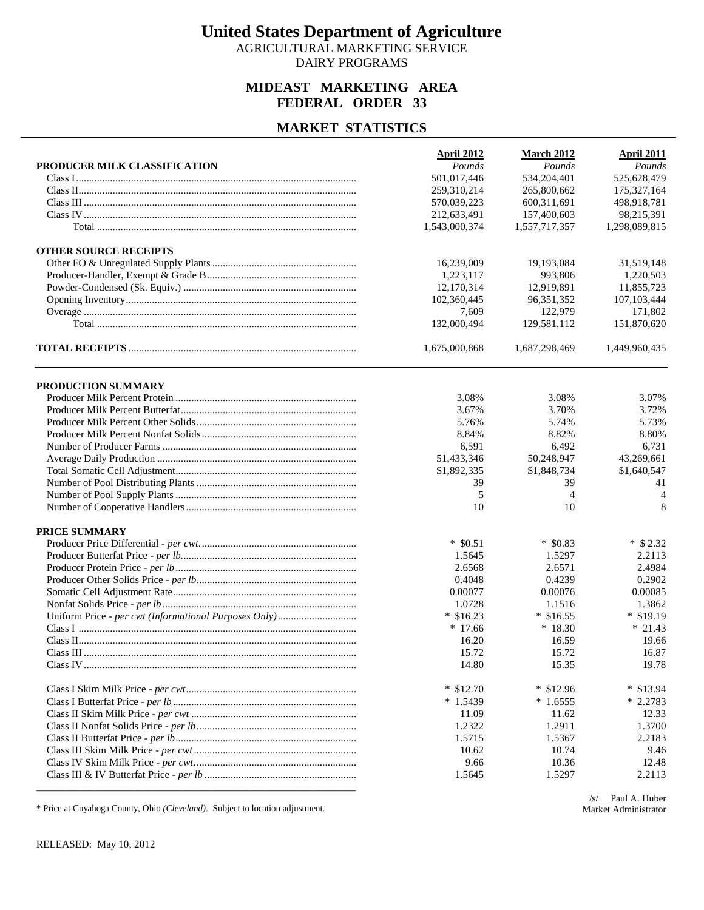# United States Department of Agriculture

AGRICULTURAL MARKETING SERVICE
DAIRY PROGRAMS

## MIDEAST MARKETING AREA
## FEDERAL ORDER 33

## MARKET STATISTICS

| | April 2012 | March 2012 | April 2011 |
|---|---|---|---|
| **PRODUCER MILK CLASSIFICATION** | *Pounds* | *Pounds* | *Pounds* |
| Class I | 501,017,446 | 534,204,401 | 525,628,479 |
| Class II | 259,310,214 | 265,800,662 | 175,327,164 |
| Class III | 570,039,223 | 600,311,691 | 498,918,781 |
| Class IV | 212,633,491 | 157,400,603 | 98,215,391 |
| Total | 1,543,000,374 | 1,557,717,357 | 1,298,089,815 |
| **OTHER SOURCE RECEIPTS** | | | |
| Other FO & Unregulated Supply Plants | 16,239,009 | 19,193,084 | 31,519,148 |
| Producer-Handler, Exempt & Grade B | 1,223,117 | 993,806 | 1,220,503 |
| Powder-Condensed (Sk. Equiv.) | 12,170,314 | 12,919,891 | 11,855,723 |
| Opening Inventory | 102,360,445 | 96,351,352 | 107,103,444 |
| Overage | 7,609 | 122,979 | 171,802 |
| Total | 132,000,494 | 129,581,112 | 151,870,620 |
| **TOTAL RECEIPTS** | 1,675,000,868 | 1,687,298,469 | 1,449,960,435 |

| | April 2012 | March 2012 | April 2011 |
|---|---|---|---|
| **PRODUCTION SUMMARY** | | | |
| Producer Milk Percent Protein | 3.08% | 3.08% | 3.07% |
| Producer Milk Percent Butterfat | 3.67% | 3.70% | 3.72% |
| Producer Milk Percent Other Solids | 5.76% | 5.74% | 5.73% |
| Producer Milk Percent Nonfat Solids | 8.84% | 8.82% | 8.80% |
| Number of Producer Farms | 6,591 | 6,492 | 6,731 |
| Average Daily Production | 51,433,346 | 50,248,947 | 43,269,661 |
| Total Somatic Cell Adjustment | $1,892,335 | $1,848,734 | $1,640,547 |
| Number of Pool Distributing Plants | 39 | 39 | 41 |
| Number of Pool Supply Plants | 5 | 4 | 4 |
| Number of Cooperative Handlers | 10 | 10 | 8 |
| **PRICE SUMMARY** | | | |
| Producer Price Differential - *per cwt.* | * $0.51 | * $0.83 | * $2.32 |
| Producer Butterfat Price - *per lb.* | 1.5645 | 1.5297 | 2.2113 |
| Producer Protein Price - *per lb* | 2.6568 | 2.6571 | 2.4984 |
| Producer Other Solids Price - *per lb.* | 0.4048 | 0.4239 | 0.2902 |
| Somatic Cell Adjustment Rate | 0.00077 | 0.00076 | 0.00085 |
| Nonfat Solids Price - *per lb* | 1.0728 | 1.1516 | 1.3862 |
| Uniform Price - *per cwt (Informational Purposes Only)* | * $16.23 | * $16.55 | * $19.19 |
| Class I | * 17.66 | * 18.30 | * 21.43 |
| Class II | 16.20 | 16.59 | 19.66 |
| Class III | 15.72 | 15.72 | 16.87 |
| Class IV | 14.80 | 15.35 | 19.78 |
| Class I Skim Milk Price - *per cwt* | * $12.70 | * $12.96 | * $13.94 |
| Class I Butterfat Price - *per lb* | * 1.5439 | * 1.6555 | * 2.2783 |
| Class II Skim Milk Price - *per cwt* | 11.09 | 11.62 | 12.33 |
| Class II Nonfat Solids Price - *per lb* | 1.2322 | 1.2911 | 1.3700 |
| Class II Butterfat Price - *per lb* | 1.5715 | 1.5367 | 2.2183 |
| Class III Skim Milk Price - *per cwt* | 10.62 | 10.74 | 9.46 |
| Class IV Skim Milk Price - *per cwt.* | 9.66 | 10.36 | 12.48 |
| Class III & IV Butterfat Price - *per lb* | 1.5645 | 1.5297 | 2.2113 |

* Price at Cuyahoga County, Ohio *(Cleveland)*. Subject to location adjustment.

/s/ Paul A. Huber
Market Administrator

RELEASED: May 10, 2012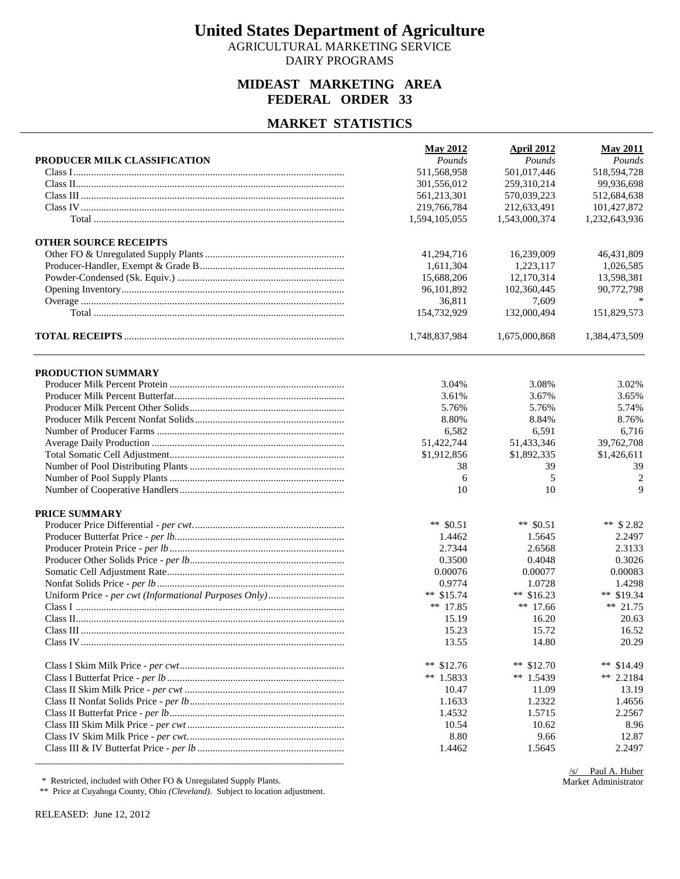# United States Department of Agriculture

AGRICULTURAL MARKETING SERVICE

DAIRY PROGRAMS

## MIDEAST MARKETING AREA
## FEDERAL ORDER 33

## MARKET STATISTICS

| PRODUCER MILK CLASSIFICATION | May 2012 *Pounds* | April 2012 *Pounds* | May 2011 *Pounds* |
|---|---|---|---|
| Class I | 511,568,958 | 501,017,446 | 518,594,728 |
| Class II | 301,556,012 | 259,310,214 | 99,936,698 |
| Class III | 561,213,301 | 570,039,223 | 512,684,638 |
| Class IV | 219,766,784 | 212,633,491 | 101,427,872 |
| Total | 1,594,105,055 | 1,543,000,374 | 1,232,643,936 |
| **OTHER SOURCE RECEIPTS** | | | |
| Other FO & Unregulated Supply Plants | 41,294,716 | 16,239,009 | 46,431,809 |
| Producer-Handler, Exempt & Grade B | 1,611,304 | 1,223,117 | 1,026,585 |
| Powder-Condensed (Sk. Equiv.) | 15,688,206 | 12,170,314 | 13,598,381 |
| Opening Inventory | 96,101,892 | 102,360,445 | 90,772,798 |
| Overage | 36,811 | 7,609 | * |
| Total | 154,732,929 | 132,000,494 | 151,829,573 |
| **TOTAL RECEIPTS** | 1,748,837,984 | 1,675,000,868 | 1,384,473,509 |

| PRODUCTION SUMMARY | May 2012 | April 2012 | May 2011 |
|---|---|---|---|
| Producer Milk Percent Protein | 3.04% | 3.08% | 3.02% |
| Producer Milk Percent Butterfat | 3.61% | 3.67% | 3.65% |
| Producer Milk Percent Other Solids | 5.76% | 5.76% | 5.74% |
| Producer Milk Percent Nonfat Solids | 8.80% | 8.84% | 8.76% |
| Number of Producer Farms | 6,582 | 6,591 | 6,716 |
| Average Daily Production | 51,422,744 | 51,433,346 | 39,762,708 |
| Total Somatic Cell Adjustment | $1,912,856 | $1,892,335 | $1,426,611 |
| Number of Pool Distributing Plants | 38 | 39 | 39 |
| Number of Pool Supply Plants | 6 | 5 | 2 |
| Number of Cooperative Handlers | 10 | 10 | 9 |
| **PRICE SUMMARY** | | | |
| Producer Price Differential - *per cwt.* | ** $0.51 | ** $0.51 | ** $ 2.82 |
| Producer Butterfat Price - *per lb.* | 1.4462 | 1.5645 | 2.2497 |
| Producer Protein Price - *per lb* | 2.7344 | 2.6568 | 2.3133 |
| Producer Other Solids Price - *per lb.* | 0.3500 | 0.4048 | 0.3026 |
| Somatic Cell Adjustment Rate | 0.00076 | 0.00077 | 0.00083 |
| Nonfat Solids Price - *per lb* | 0.9774 | 1.0728 | 1.4298 |
| Uniform Price - *per cwt (Informational Purposes Only)* | ** $15.74 | ** $16.23 | ** $19.34 |
| Class I | ** 17.85 | ** 17.66 | ** 21.75 |
| Class II | 15.19 | 16.20 | 20.63 |
| Class III | 15.23 | 15.72 | 16.52 |
| Class IV | 13.55 | 14.80 | 20.29 |
| Class I Skim Milk Price - *per cwt* | ** $12.76 | ** $12.70 | ** $14.49 |
| Class I Butterfat Price - *per lb* | ** 1.5833 | ** 1.5439 | ** 2.2184 |
| Class II Skim Milk Price - *per cwt* | 10.47 | 11.09 | 13.19 |
| Class II Nonfat Solids Price - *per lb* | 1.1633 | 1.2322 | 1.4656 |
| Class II Butterfat Price - *per lb* | 1.4532 | 1.5715 | 2.2567 |
| Class III Skim Milk Price - *per cwt* | 10.54 | 10.62 | 8.96 |
| Class IV Skim Milk Price - *per cwt.* | 8.80 | 9.66 | 12.87 |
| Class III & IV Butterfat Price - *per lb* | 1.4462 | 1.5645 | 2.2497 |

\* Restricted, included with Other FO & Unregulated Supply Plants.

\*\* Price at Cuyahoga County, Ohio *(Cleveland)*. Subject to location adjustment.

/s/ Paul A. Huber
Market Administrator

RELEASED: June 12, 2012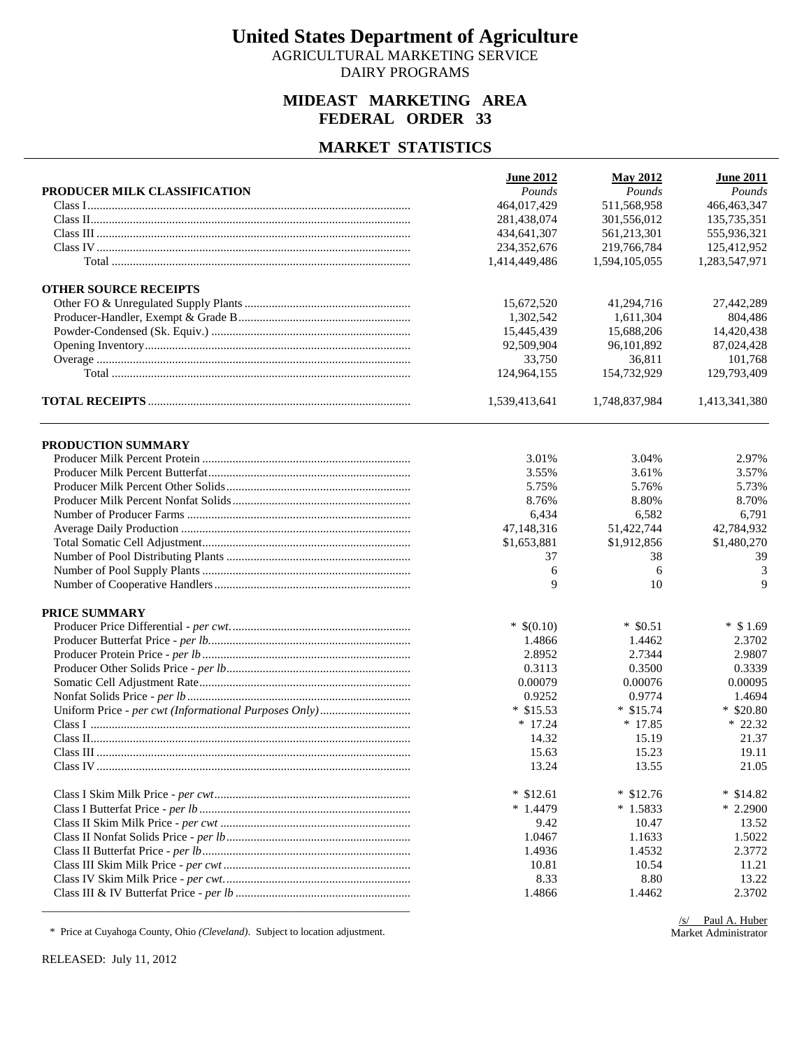# United States Department of Agriculture

AGRICULTURAL MARKETING SERVICE
DAIRY PROGRAMS

## MIDEAST MARKETING AREA
## FEDERAL ORDER 33

## MARKET STATISTICS

| PRODUCER MILK CLASSIFICATION | June 2012 *Pounds* | May 2012 *Pounds* | June 2011 *Pounds* |
|---|---|---|---|
| Class I | 464,017,429 | 511,568,958 | 466,463,347 |
| Class II | 281,438,074 | 301,556,012 | 135,735,351 |
| Class III | 434,641,307 | 561,213,301 | 555,936,321 |
| Class IV | 234,352,676 | 219,766,784 | 125,412,952 |
| Total | 1,414,449,486 | 1,594,105,055 | 1,283,547,971 |
| **OTHER SOURCE RECEIPTS** | | | |
| Other FO & Unregulated Supply Plants | 15,672,520 | 41,294,716 | 27,442,289 |
| Producer-Handler, Exempt & Grade B | 1,302,542 | 1,611,304 | 804,486 |
| Powder-Condensed (Sk. Equiv.) | 15,445,439 | 15,688,206 | 14,420,438 |
| Opening Inventory | 92,509,904 | 96,101,892 | 87,024,428 |
| Overage | 33,750 | 36,811 | 101,768 |
| Total | 124,964,155 | 154,732,929 | 129,793,409 |
| **TOTAL RECEIPTS** | 1,539,413,641 | 1,748,837,984 | 1,413,341,380 |

| PRODUCTION SUMMARY | June 2012 | May 2012 | June 2011 |
|---|---|---|---|
| Producer Milk Percent Protein | 3.01% | 3.04% | 2.97% |
| Producer Milk Percent Butterfat | 3.55% | 3.61% | 3.57% |
| Producer Milk Percent Other Solids | 5.75% | 5.76% | 5.73% |
| Producer Milk Percent Nonfat Solids | 8.76% | 8.80% | 8.70% |
| Number of Producer Farms | 6,434 | 6,582 | 6,791 |
| Average Daily Production | 47,148,316 | 51,422,744 | 42,784,932 |
| Total Somatic Cell Adjustment | $1,653,881 | $1,912,856 | $1,480,270 |
| Number of Pool Distributing Plants | 37 | 38 | 39 |
| Number of Pool Supply Plants | 6 | 6 | 3 |
| Number of Cooperative Handlers | 9 | 10 | 9 |
| **PRICE SUMMARY** | | | |
| Producer Price Differential - *per cwt.* | * $(0.10) | * $0.51 | * $ 1.69 |
| Producer Butterfat Price - *per lb.* | 1.4866 | 1.4462 | 2.3702 |
| Producer Protein Price - *per lb* | 2.8952 | 2.7344 | 2.9807 |
| Producer Other Solids Price - *per lb* | 0.3113 | 0.3500 | 0.3339 |
| Somatic Cell Adjustment Rate | 0.00079 | 0.00076 | 0.00095 |
| Nonfat Solids Price - *per lb* | 0.9252 | 0.9774 | 1.4694 |
| Uniform Price - *per cwt (Informational Purposes Only)* | * $15.53 | * $15.74 | * $20.80 |
| Class I | * 17.24 | * 17.85 | * 22.32 |
| Class II | 14.32 | 15.19 | 21.37 |
| Class III | 15.63 | 15.23 | 19.11 |
| Class IV | 13.24 | 13.55 | 21.05 |
| Class I Skim Milk Price - *per cwt* | * $12.61 | * $12.76 | * $14.82 |
| Class I Butterfat Price - *per lb* | * 1.4479 | * 1.5833 | * 2.2900 |
| Class II Skim Milk Price - *per cwt* | 9.42 | 10.47 | 13.52 |
| Class II Nonfat Solids Price - *per lb* | 1.0467 | 1.1633 | 1.5022 |
| Class II Butterfat Price - *per lb* | 1.4936 | 1.4532 | 2.3772 |
| Class III Skim Milk Price - *per cwt* | 10.81 | 10.54 | 11.21 |
| Class IV Skim Milk Price - *per cwt.* | 8.33 | 8.80 | 13.22 |
| Class III & IV Butterfat Price - *per lb* | 1.4866 | 1.4462 | 2.3702 |

\* Price at Cuyahoga County, Ohio *(Cleveland)*. Subject to location adjustment.

/s/ Paul A. Huber
Market Administrator

RELEASED: July 11, 2012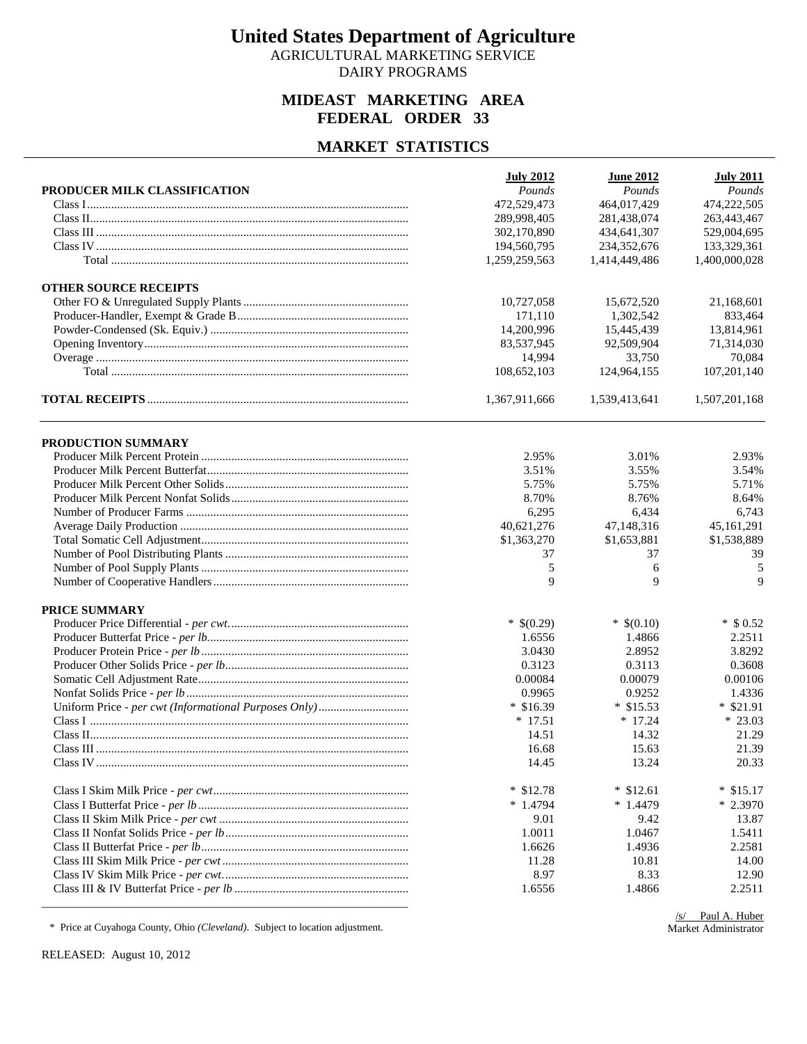# United States Department of Agriculture

AGRICULTURAL MARKETING SERVICE
DAIRY PROGRAMS

## MIDEAST MARKETING AREA
## FEDERAL ORDER 33

## MARKET STATISTICS

| PRODUCER MILK CLASSIFICATION | July 2012 *Pounds* | June 2012 *Pounds* | July 2011 *Pounds* |
|---|---|---|---|
| Class I | 472,529,473 | 464,017,429 | 474,222,505 |
| Class II | 289,998,405 | 281,438,074 | 263,443,467 |
| Class III | 302,170,890 | 434,641,307 | 529,004,695 |
| Class IV | 194,560,795 | 234,352,676 | 133,329,361 |
| Total | 1,259,259,563 | 1,414,449,486 | 1,400,000,028 |
| **OTHER SOURCE RECEIPTS** | | | |
| Other FO & Unregulated Supply Plants | 10,727,058 | 15,672,520 | 21,168,601 |
| Producer-Handler, Exempt & Grade B | 171,110 | 1,302,542 | 833,464 |
| Powder-Condensed (Sk. Equiv.) | 14,200,996 | 15,445,439 | 13,814,961 |
| Opening Inventory | 83,537,945 | 92,509,904 | 71,314,030 |
| Overage | 14,994 | 33,750 | 70,084 |
| Total | 108,652,103 | 124,964,155 | 107,201,140 |
| **TOTAL RECEIPTS** | 1,367,911,666 | 1,539,413,641 | 1,507,201,168 |

| PRODUCTION SUMMARY | July 2012 | June 2012 | July 2011 |
|---|---|---|---|
| Producer Milk Percent Protein | 2.95% | 3.01% | 2.93% |
| Producer Milk Percent Butterfat | 3.51% | 3.55% | 3.54% |
| Producer Milk Percent Other Solids | 5.75% | 5.75% | 5.71% |
| Producer Milk Percent Nonfat Solids | 8.70% | 8.76% | 8.64% |
| Number of Producer Farms | 6,295 | 6,434 | 6,743 |
| Average Daily Production | 40,621,276 | 47,148,316 | 45,161,291 |
| Total Somatic Cell Adjustment | $1,363,270 | $1,653,881 | $1,538,889 |
| Number of Pool Distributing Plants | 37 | 37 | 39 |
| Number of Pool Supply Plants | 5 | 6 | 5 |
| Number of Cooperative Handlers | 9 | 9 | 9 |
| **PRICE SUMMARY** | | | |
| Producer Price Differential - *per cwt.* | * $(0.29) | * $(0.10) | * $ 0.52 |
| Producer Butterfat Price - *per lb.* | 1.6556 | 1.4866 | 2.2511 |
| Producer Protein Price - *per lb* | 3.0430 | 2.8952 | 3.8292 |
| Producer Other Solids Price - *per lb* | 0.3123 | 0.3113 | 0.3608 |
| Somatic Cell Adjustment Rate | 0.00084 | 0.00079 | 0.00106 |
| Nonfat Solids Price - *per lb* | 0.9965 | 0.9252 | 1.4336 |
| Uniform Price - *per cwt (Informational Purposes Only)* | * $16.39 | * $15.53 | * $21.91 |
| Class I | * 17.51 | * 17.24 | * 23.03 |
| Class II | 14.51 | 14.32 | 21.29 |
| Class III | 16.68 | 15.63 | 21.39 |
| Class IV | 14.45 | 13.24 | 20.33 |
| Class I Skim Milk Price - *per cwt* | * $12.78 | * $12.61 | * $15.17 |
| Class I Butterfat Price - *per lb* | * 1.4794 | * 1.4479 | * 2.3970 |
| Class II Skim Milk Price - *per cwt* | 9.01 | 9.42 | 13.87 |
| Class II Nonfat Solids Price - *per lb* | 1.0011 | 1.0467 | 1.5411 |
| Class II Butterfat Price - *per lb* | 1.6626 | 1.4936 | 2.2581 |
| Class III Skim Milk Price - *per cwt* | 11.28 | 10.81 | 14.00 |
| Class IV Skim Milk Price - *per cwt.* | 8.97 | 8.33 | 12.90 |
| Class III & IV Butterfat Price - *per lb* | 1.6556 | 1.4866 | 2.2511 |

\* Price at Cuyahoga County, Ohio *(Cleveland)*. Subject to location adjustment.

/s/ Paul A. Huber
Market Administrator

RELEASED: August 10, 2012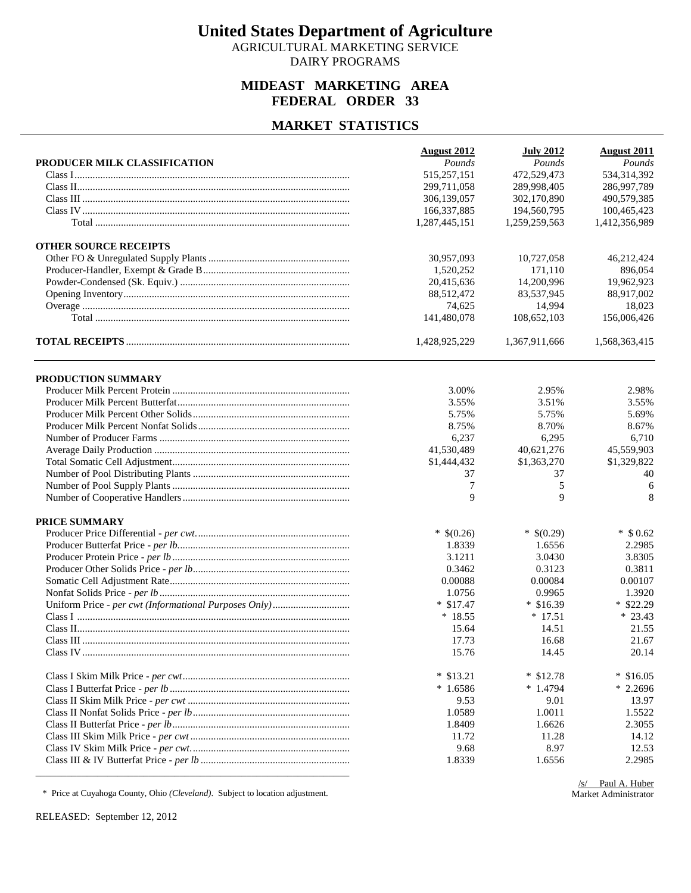# United States Department of Agriculture

AGRICULTURAL MARKETING SERVICE
DAIRY PROGRAMS

## MIDEAST MARKETING AREA
## FEDERAL ORDER 33

## MARKET STATISTICS

| | August 2012 | July 2012 | August 2011 |
|---|---|---|---|
| **PRODUCER MILK CLASSIFICATION** | *Pounds* | *Pounds* | *Pounds* |
| Class I | 515,257,151 | 472,529,473 | 534,314,392 |
| Class II | 299,711,058 | 289,998,405 | 286,997,789 |
| Class III | 306,139,057 | 302,170,890 | 490,579,385 |
| Class IV | 166,337,885 | 194,560,795 | 100,465,423 |
| Total | 1,287,445,151 | 1,259,259,563 | 1,412,356,989 |
| **OTHER SOURCE RECEIPTS** | | | |
| Other FO & Unregulated Supply Plants | 30,957,093 | 10,727,058 | 46,212,424 |
| Producer-Handler, Exempt & Grade B | 1,520,252 | 171,110 | 896,054 |
| Powder-Condensed (Sk. Equiv.) | 20,415,636 | 14,200,996 | 19,962,923 |
| Opening Inventory | 88,512,472 | 83,537,945 | 88,917,002 |
| Overage | 74,625 | 14,994 | 18,023 |
| Total | 141,480,078 | 108,652,103 | 156,006,426 |
| **TOTAL RECEIPTS** | 1,428,925,229 | 1,367,911,666 | 1,568,363,415 |

| | August 2012 | July 2012 | August 2011 |
|---|---|---|---|
| **PRODUCTION SUMMARY** | | | |
| Producer Milk Percent Protein | 3.00% | 2.95% | 2.98% |
| Producer Milk Percent Butterfat | 3.55% | 3.51% | 3.55% |
| Producer Milk Percent Other Solids | 5.75% | 5.75% | 5.69% |
| Producer Milk Percent Nonfat Solids | 8.75% | 8.70% | 8.67% |
| Number of Producer Farms | 6,237 | 6,295 | 6,710 |
| Average Daily Production | 41,530,489 | 40,621,276 | 45,559,903 |
| Total Somatic Cell Adjustment | $1,444,432 | $1,363,270 | $1,329,822 |
| Number of Pool Distributing Plants | 37 | 37 | 40 |
| Number of Pool Supply Plants | 7 | 5 | 6 |
| Number of Cooperative Handlers | 9 | 9 | 8 |
| **PRICE SUMMARY** | | | |
| Producer Price Differential - *per cwt.* | * $(0.26) | * $(0.29) | * $ 0.62 |
| Producer Butterfat Price - *per lb.* | 1.8339 | 1.6556 | 2.2985 |
| Producer Protein Price - *per lb* | 3.1211 | 3.0430 | 3.8305 |
| Producer Other Solids Price - *per lb* | 0.3462 | 0.3123 | 0.3811 |
| Somatic Cell Adjustment Rate | 0.00088 | 0.00084 | 0.00107 |
| Nonfat Solids Price - *per lb* | 1.0756 | 0.9965 | 1.3920 |
| Uniform Price - *per cwt (Informational Purposes Only)* | * $17.47 | * $16.39 | * $22.29 |
| Class I | * 18.55 | * 17.51 | * 23.43 |
| Class II | 15.64 | 14.51 | 21.55 |
| Class III | 17.73 | 16.68 | 21.67 |
| Class IV | 15.76 | 14.45 | 20.14 |
| Class I Skim Milk Price - *per cwt* | * $13.21 | * $12.78 | * $16.05 |
| Class I Butterfat Price - *per lb* | * 1.6586 | * 1.4794 | * 2.2696 |
| Class II Skim Milk Price - *per cwt* | 9.53 | 9.01 | 13.97 |
| Class II Nonfat Solids Price - *per lb* | 1.0589 | 1.0011 | 1.5522 |
| Class II Butterfat Price - *per lb* | 1.8409 | 1.6626 | 2.3055 |
| Class III Skim Milk Price - *per cwt* | 11.72 | 11.28 | 14.12 |
| Class IV Skim Milk Price - *per cwt.* | 9.68 | 8.97 | 12.53 |
| Class III & IV Butterfat Price - *per lb* | 1.8339 | 1.6556 | 2.2985 |

\* Price at Cuyahoga County, Ohio *(Cleveland)*. Subject to location adjustment.

/s/ Paul A. Huber
Market Administrator

RELEASED: September 12, 2012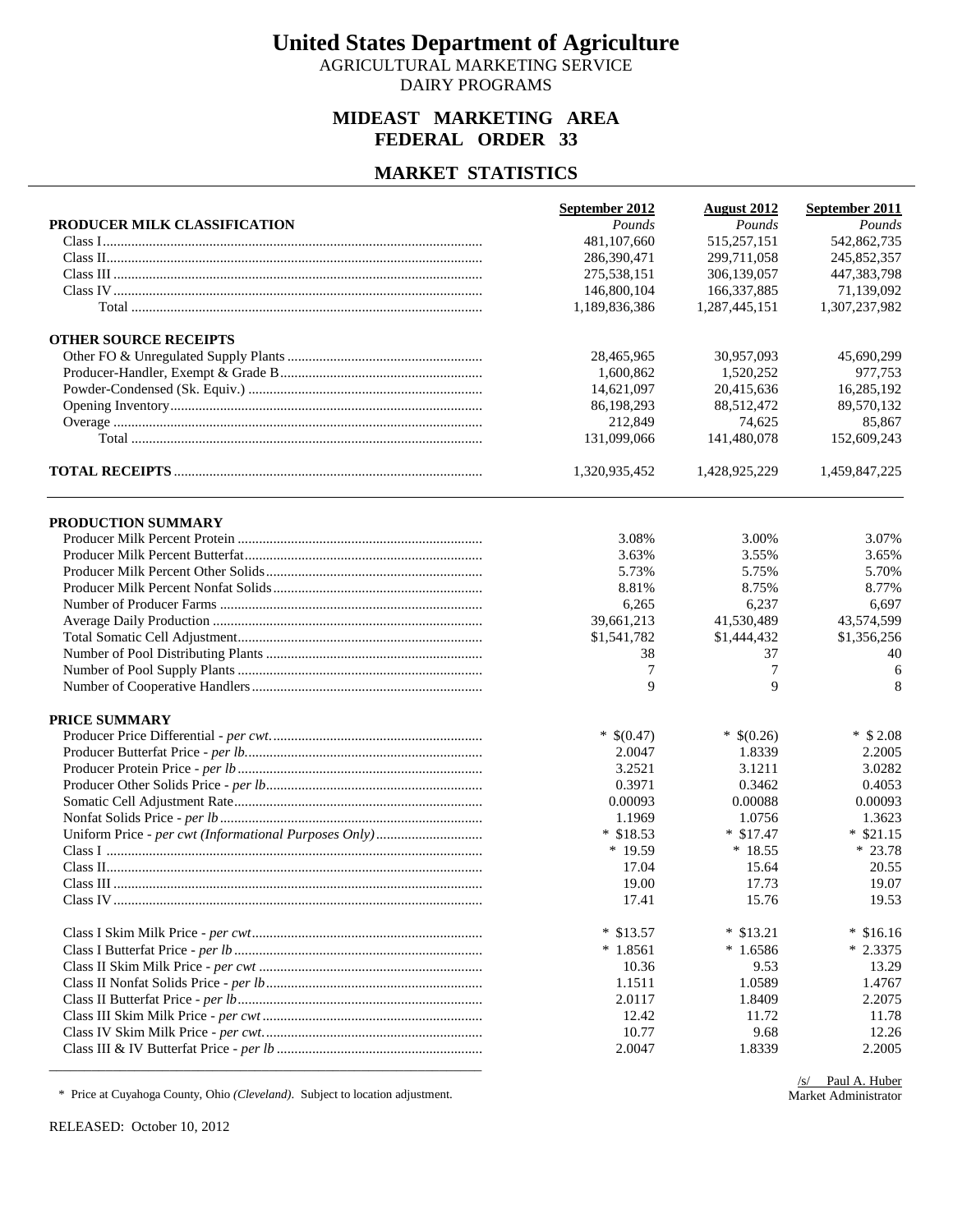# United States Department of Agriculture

AGRICULTURAL MARKETING SERVICE
DAIRY PROGRAMS

## MIDEAST MARKETING AREA
## FEDERAL ORDER 33

## MARKET STATISTICS

| | September 2012 | August 2012 | September 2011 |
|---|---|---|---|
| **PRODUCER MILK CLASSIFICATION** | *Pounds* | *Pounds* | *Pounds* |
| Class I | 481,107,660 | 515,257,151 | 542,862,735 |
| Class II | 286,390,471 | 299,711,058 | 245,852,357 |
| Class III | 275,538,151 | 306,139,057 | 447,383,798 |
| Class IV | 146,800,104 | 166,337,885 | 71,139,092 |
| Total | 1,189,836,386 | 1,287,445,151 | 1,307,237,982 |
| **OTHER SOURCE RECEIPTS** | | | |
| Other FO & Unregulated Supply Plants | 28,465,965 | 30,957,093 | 45,690,299 |
| Producer-Handler, Exempt & Grade B | 1,600,862 | 1,520,252 | 977,753 |
| Powder-Condensed (Sk. Equiv.) | 14,621,097 | 20,415,636 | 16,285,192 |
| Opening Inventory | 86,198,293 | 88,512,472 | 89,570,132 |
| Overage | 212,849 | 74,625 | 85,867 |
| Total | 131,099,066 | 141,480,078 | 152,609,243 |
| **TOTAL RECEIPTS** | 1,320,935,452 | 1,428,925,229 | 1,459,847,225 |

| | September 2012 | August 2012 | September 2011 |
|---|---|---|---|
| **PRODUCTION SUMMARY** | | | |
| Producer Milk Percent Protein | 3.08% | 3.00% | 3.07% |
| Producer Milk Percent Butterfat | 3.63% | 3.55% | 3.65% |
| Producer Milk Percent Other Solids | 5.73% | 5.75% | 5.70% |
| Producer Milk Percent Nonfat Solids | 8.81% | 8.75% | 8.77% |
| Number of Producer Farms | 6,265 | 6,237 | 6,697 |
| Average Daily Production | 39,661,213 | 41,530,489 | 43,574,599 |
| Total Somatic Cell Adjustment | $1,541,782 | $1,444,432 | $1,356,256 |
| Number of Pool Distributing Plants | 38 | 37 | 40 |
| Number of Pool Supply Plants | 7 | 7 | 6 |
| Number of Cooperative Handlers | 9 | 9 | 8 |
| **PRICE SUMMARY** | | | |
| Producer Price Differential - *per cwt.* | * $(0.47) | * $(0.26) | * $ 2.08 |
| Producer Butterfat Price - *per lb.* | 2.0047 | 1.8339 | 2.2005 |
| Producer Protein Price - *per lb* | 3.2521 | 3.1211 | 3.0282 |
| Producer Other Solids Price - *per lb.* | 0.3971 | 0.3462 | 0.4053 |
| Somatic Cell Adjustment Rate | 0.00093 | 0.00088 | 0.00093 |
| Nonfat Solids Price - *per lb* | 1.1969 | 1.0756 | 1.3623 |
| Uniform Price - *per cwt (Informational Purposes Only)* | * $18.53 | * $17.47 | * $21.15 |
| Class I | * 19.59 | * 18.55 | * 23.78 |
| Class II | 17.04 | 15.64 | 20.55 |
| Class III | 19.00 | 17.73 | 19.07 |
| Class IV | 17.41 | 15.76 | 19.53 |
| Class I Skim Milk Price - *per cwt* | * $13.57 | * $13.21 | * $16.16 |
| Class I Butterfat Price - *per lb* | * 1.8561 | * 1.6586 | * 2.3375 |
| Class II Skim Milk Price - *per cwt* | 10.36 | 9.53 | 13.29 |
| Class II Nonfat Solids Price - *per lb* | 1.1511 | 1.0589 | 1.4767 |
| Class II Butterfat Price - *per lb* | 2.0117 | 1.8409 | 2.2075 |
| Class III Skim Milk Price - *per cwt* | 12.42 | 11.72 | 11.78 |
| Class IV Skim Milk Price - *per cwt.* | 10.77 | 9.68 | 12.26 |
| Class III & IV Butterfat Price - *per lb* | 2.0047 | 1.8339 | 2.2005 |

\* Price at Cuyahoga County, Ohio *(Cleveland)*. Subject to location adjustment.

/s/ Paul A. Huber
Market Administrator

RELEASED: October 10, 2012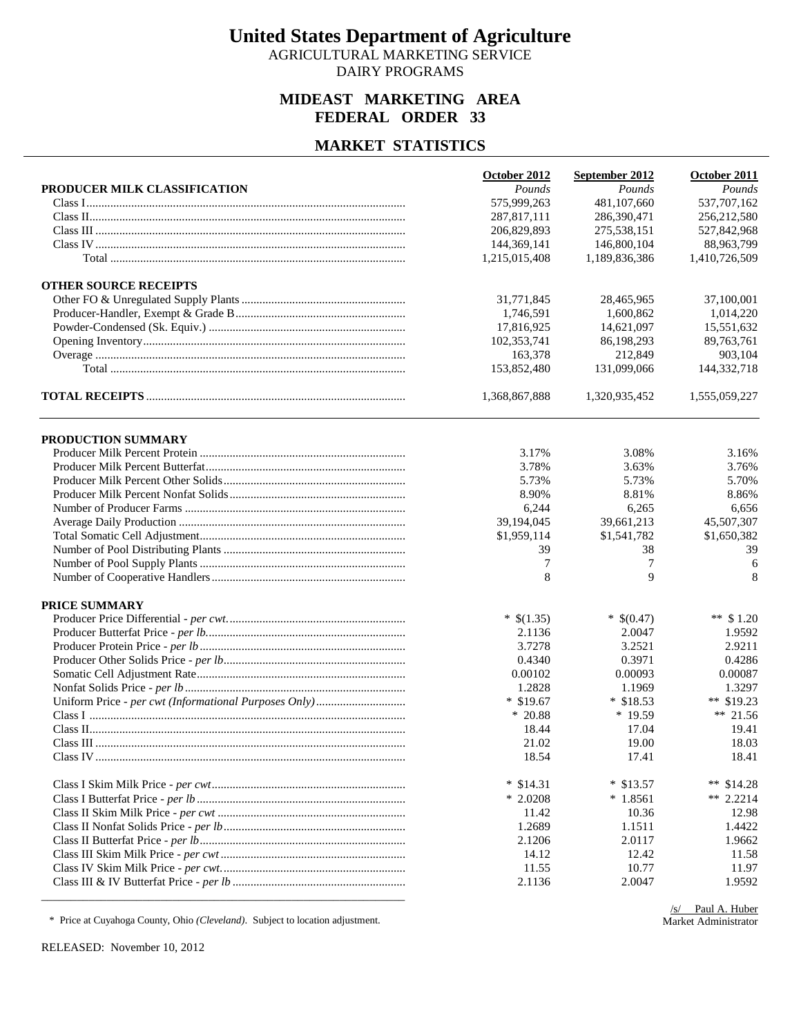# United States Department of Agriculture

AGRICULTURAL MARKETING SERVICE
DAIRY PROGRAMS

## MIDEAST MARKETING AREA
## FEDERAL ORDER 33

## MARKET STATISTICS

| | October 2012 | September 2012 | October 2011 |
|---|---|---|---|
| **PRODUCER MILK CLASSIFICATION** | *Pounds* | *Pounds* | *Pounds* |
| Class I | 575,999,263 | 481,107,660 | 537,707,162 |
| Class II | 287,817,111 | 286,390,471 | 256,212,580 |
| Class III | 206,829,893 | 275,538,151 | 527,842,968 |
| Class IV | 144,369,141 | 146,800,104 | 88,963,799 |
| Total | 1,215,015,408 | 1,189,836,386 | 1,410,726,509 |
| **OTHER SOURCE RECEIPTS** | | | |
| Other FO & Unregulated Supply Plants | 31,771,845 | 28,465,965 | 37,100,001 |
| Producer-Handler, Exempt & Grade B | 1,746,591 | 1,600,862 | 1,014,220 |
| Powder-Condensed (Sk. Equiv.) | 17,816,925 | 14,621,097 | 15,551,632 |
| Opening Inventory | 102,353,741 | 86,198,293 | 89,763,761 |
| Overage | 163,378 | 212,849 | 903,104 |
| Total | 153,852,480 | 131,099,066 | 144,332,718 |
| **TOTAL RECEIPTS** | 1,368,867,888 | 1,320,935,452 | 1,555,059,227 |

| | October 2012 | September 2012 | October 2011 |
|---|---|---|---|
| **PRODUCTION SUMMARY** | | | |
| Producer Milk Percent Protein | 3.17% | 3.08% | 3.16% |
| Producer Milk Percent Butterfat | 3.78% | 3.63% | 3.76% |
| Producer Milk Percent Other Solids | 5.73% | 5.73% | 5.70% |
| Producer Milk Percent Nonfat Solids | 8.90% | 8.81% | 8.86% |
| Number of Producer Farms | 6,244 | 6,265 | 6,656 |
| Average Daily Production | 39,194,045 | 39,661,213 | 45,507,307 |
| Total Somatic Cell Adjustment | $1,959,114 | $1,541,782 | $1,650,382 |
| Number of Pool Distributing Plants | 39 | 38 | 39 |
| Number of Pool Supply Plants | 7 | 7 | 6 |
| Number of Cooperative Handlers | 8 | 9 | 8 |
| **PRICE SUMMARY** | | | |
| Producer Price Differential - *per cwt.* | * $(1.35) | * $(0.47) | ** $ 1.20 |
| Producer Butterfat Price - *per lb.* | 2.1136 | 2.0047 | 1.9592 |
| Producer Protein Price - *per lb* | 3.7278 | 3.2521 | 2.9211 |
| Producer Other Solids Price - *per lb* | 0.4340 | 0.3971 | 0.4286 |
| Somatic Cell Adjustment Rate | 0.00102 | 0.00093 | 0.00087 |
| Nonfat Solids Price - *per lb* | 1.2828 | 1.1969 | 1.3297 |
| Uniform Price - *per cwt (Informational Purposes Only)* | * $19.67 | * $18.53 | ** $19.23 |
| Class I | * 20.88 | * 19.59 | ** 21.56 |
| Class II | 18.44 | 17.04 | 19.41 |
| Class III | 21.02 | 19.00 | 18.03 |
| Class IV | 18.54 | 17.41 | 18.41 |
| Class I Skim Milk Price - *per cwt* | * $14.31 | * $13.57 | ** $14.28 |
| Class I Butterfat Price - *per lb* | * 2.0208 | * 1.8561 | ** 2.2214 |
| Class II Skim Milk Price - *per cwt* | 11.42 | 10.36 | 12.98 |
| Class II Nonfat Solids Price - *per lb* | 1.2689 | 1.1511 | 1.4422 |
| Class II Butterfat Price - *per lb* | 2.1206 | 2.0117 | 1.9662 |
| Class III Skim Milk Price - *per cwt* | 14.12 | 12.42 | 11.58 |
| Class IV Skim Milk Price - *per cwt.* | 11.55 | 10.77 | 11.97 |
| Class III & IV Butterfat Price - *per lb* | 2.1136 | 2.0047 | 1.9592 |

\* Price at Cuyahoga County, Ohio *(Cleveland)*. Subject to location adjustment.

/s/ Paul A. Huber
Market Administrator

RELEASED: November 10, 2012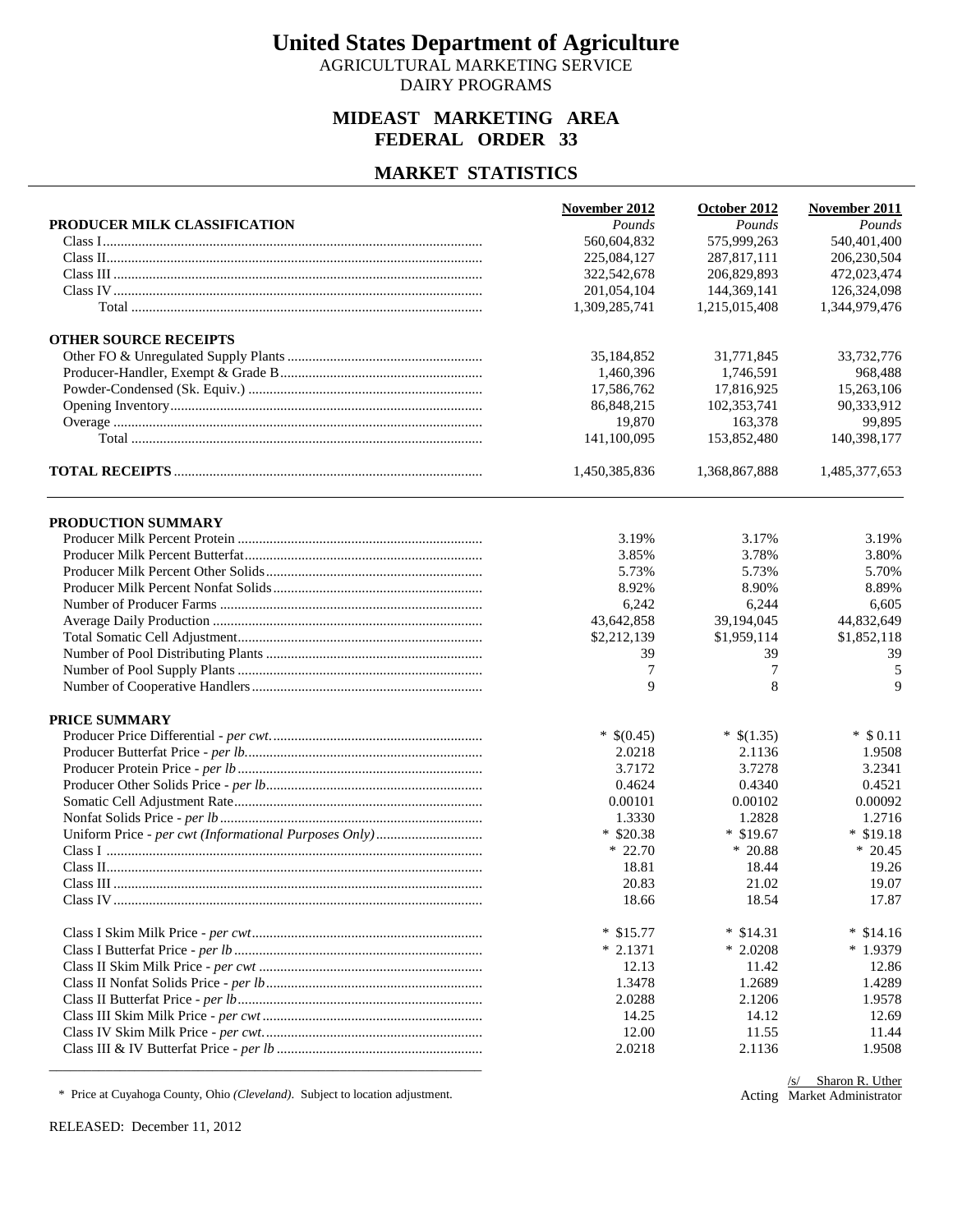# United States Department of Agriculture

AGRICULTURAL MARKETING SERVICE
DAIRY PROGRAMS

## MIDEAST MARKETING AREA
## FEDERAL ORDER 33

## MARKET STATISTICS

| | November 2012 | October 2012 | November 2011 |
|---|---|---|---|
| **PRODUCER MILK CLASSIFICATION** | *Pounds* | *Pounds* | *Pounds* |
| Class I | 560,604,832 | 575,999,263 | 540,401,400 |
| Class II | 225,084,127 | 287,817,111 | 206,230,504 |
| Class III | 322,542,678 | 206,829,893 | 472,023,474 |
| Class IV | 201,054,104 | 144,369,141 | 126,324,098 |
| Total | 1,309,285,741 | 1,215,015,408 | 1,344,979,476 |
| **OTHER SOURCE RECEIPTS** | | | |
| Other FO & Unregulated Supply Plants | 35,184,852 | 31,771,845 | 33,732,776 |
| Producer-Handler, Exempt & Grade B | 1,460,396 | 1,746,591 | 968,488 |
| Powder-Condensed (Sk. Equiv.) | 17,586,762 | 17,816,925 | 15,263,106 |
| Opening Inventory | 86,848,215 | 102,353,741 | 90,333,912 |
| Overage | 19,870 | 163,378 | 99,895 |
| Total | 141,100,095 | 153,852,480 | 140,398,177 |
| **TOTAL RECEIPTS** | 1,450,385,836 | 1,368,867,888 | 1,485,377,653 |

| | November 2012 | October 2012 | November 2011 |
|---|---|---|---|
| **PRODUCTION SUMMARY** | | | |
| Producer Milk Percent Protein | 3.19% | 3.17% | 3.19% |
| Producer Milk Percent Butterfat | 3.85% | 3.78% | 3.80% |
| Producer Milk Percent Other Solids | 5.73% | 5.73% | 5.70% |
| Producer Milk Percent Nonfat Solids | 8.92% | 8.90% | 8.89% |
| Number of Producer Farms | 6,242 | 6,244 | 6,605 |
| Average Daily Production | 43,642,858 | 39,194,045 | 44,832,649 |
| Total Somatic Cell Adjustment | $2,212,139 | $1,959,114 | $1,852,118 |
| Number of Pool Distributing Plants | 39 | 39 | 39 |
| Number of Pool Supply Plants | 7 | 7 | 5 |
| Number of Cooperative Handlers | 9 | 8 | 9 |
| **PRICE SUMMARY** | | | |
| Producer Price Differential - *per cwt.* | * $(0.45) | * $(1.35) | * $ 0.11 |
| Producer Butterfat Price - *per lb.* | 2.0218 | 2.1136 | 1.9508 |
| Producer Protein Price - *per lb* | 3.7172 | 3.7278 | 3.2341 |
| Producer Other Solids Price - *per lb* | 0.4624 | 0.4340 | 0.4521 |
| Somatic Cell Adjustment Rate | 0.00101 | 0.00102 | 0.00092 |
| Nonfat Solids Price - *per lb* | 1.3330 | 1.2828 | 1.2716 |
| Uniform Price - *per cwt (Informational Purposes Only)* | * $20.38 | * $19.67 | * $19.18 |
| Class I | * 22.70 | * 20.88 | * 20.45 |
| Class II | 18.81 | 18.44 | 19.26 |
| Class III | 20.83 | 21.02 | 19.07 |
| Class IV | 18.66 | 18.54 | 17.87 |
| Class I Skim Milk Price - *per cwt* | * $15.77 | * $14.31 | * $14.16 |
| Class I Butterfat Price - *per lb* | * 2.1371 | * 2.0208 | * 1.9379 |
| Class II Skim Milk Price - *per cwt* | 12.13 | 11.42 | 12.86 |
| Class II Nonfat Solids Price - *per lb* | 1.3478 | 1.2689 | 1.4289 |
| Class II Butterfat Price - *per lb* | 2.0288 | 2.1206 | 1.9578 |
| Class III Skim Milk Price - *per cwt* | 14.25 | 14.12 | 12.69 |
| Class IV Skim Milk Price - *per cwt.* | 12.00 | 11.55 | 11.44 |
| Class III & IV Butterfat Price - *per lb* | 2.0218 | 2.1136 | 1.9508 |

\* Price at Cuyahoga County, Ohio *(Cleveland)*. Subject to location adjustment.

/s/ Sharon R. Uther
Acting Market Administrator

RELEASED: December 11, 2012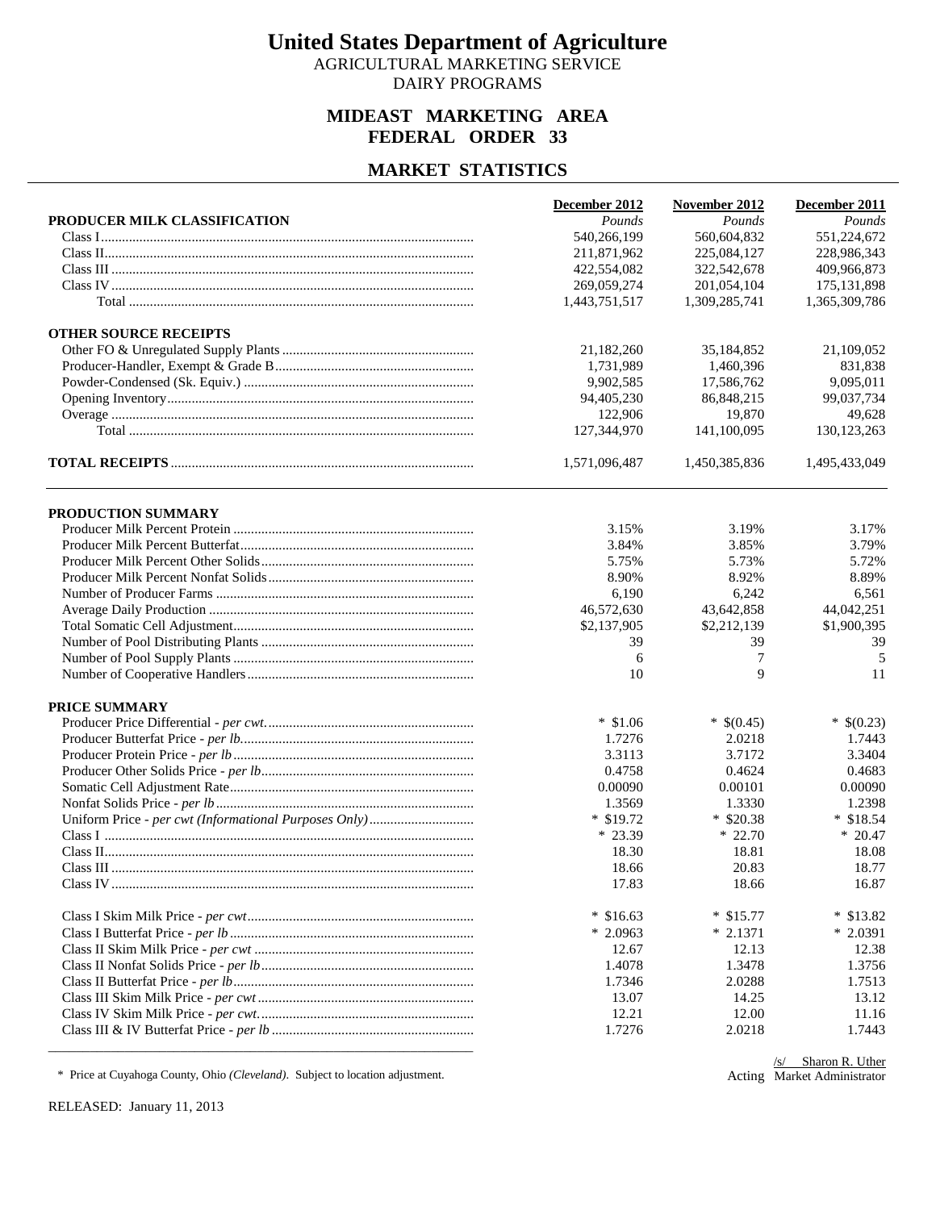# United States Department of Agriculture

AGRICULTURAL MARKETING SERVICE
DAIRY PROGRAMS

## MIDEAST MARKETING AREA
## FEDERAL ORDER 33

## MARKET STATISTICS

| | December 2012 | November 2012 | December 2011 |
|---|---|---|---|
| **PRODUCER MILK CLASSIFICATION** | *Pounds* | *Pounds* | *Pounds* |
| Class I | 540,266,199 | 560,604,832 | 551,224,672 |
| Class II | 211,871,962 | 225,084,127 | 228,986,343 |
| Class III | 422,554,082 | 322,542,678 | 409,966,873 |
| Class IV | 269,059,274 | 201,054,104 | 175,131,898 |
| Total | 1,443,751,517 | 1,309,285,741 | 1,365,309,786 |
| **OTHER SOURCE RECEIPTS** | | | |
| Other FO & Unregulated Supply Plants | 21,182,260 | 35,184,852 | 21,109,052 |
| Producer-Handler, Exempt & Grade B | 1,731,989 | 1,460,396 | 831,838 |
| Powder-Condensed (Sk. Equiv.) | 9,902,585 | 17,586,762 | 9,095,011 |
| Opening Inventory | 94,405,230 | 86,848,215 | 99,037,734 |
| Overage | 122,906 | 19,870 | 49,628 |
| Total | 127,344,970 | 141,100,095 | 130,123,263 |
| **TOTAL RECEIPTS** | 1,571,096,487 | 1,450,385,836 | 1,495,433,049 |

| | December 2012 | November 2012 | December 2011 |
|---|---|---|---|
| **PRODUCTION SUMMARY** | | | |
| Producer Milk Percent Protein | 3.15% | 3.19% | 3.17% |
| Producer Milk Percent Butterfat | 3.84% | 3.85% | 3.79% |
| Producer Milk Percent Other Solids | 5.75% | 5.73% | 5.72% |
| Producer Milk Percent Nonfat Solids | 8.90% | 8.92% | 8.89% |
| Number of Producer Farms | 6,190 | 6,242 | 6,561 |
| Average Daily Production | 46,572,630 | 43,642,858 | 44,042,251 |
| Total Somatic Cell Adjustment | $2,137,905 | $2,212,139 | $1,900,395 |
| Number of Pool Distributing Plants | 39 | 39 | 39 |
| Number of Pool Supply Plants | 6 | 7 | 5 |
| Number of Cooperative Handlers | 10 | 9 | 11 |
| **PRICE SUMMARY** | | | |
| Producer Price Differential - *per cwt.* | * $1.06 | * $(0.45) | * $(0.23) |
| Producer Butterfat Price - *per lb.* | 1.7276 | 2.0218 | 1.7443 |
| Producer Protein Price - *per lb* | 3.3113 | 3.7172 | 3.3404 |
| Producer Other Solids Price - *per lb.* | 0.4758 | 0.4624 | 0.4683 |
| Somatic Cell Adjustment Rate | 0.00090 | 0.00101 | 0.00090 |
| Nonfat Solids Price - *per lb* | 1.3569 | 1.3330 | 1.2398 |
| Uniform Price - *per cwt (Informational Purposes Only)* | * $19.72 | * $20.38 | * $18.54 |
| Class I | * 23.39 | * 22.70 | * 20.47 |
| Class II | 18.30 | 18.81 | 18.08 |
| Class III | 18.66 | 20.83 | 18.77 |
| Class IV | 17.83 | 18.66 | 16.87 |
| Class I Skim Milk Price - *per cwt* | * $16.63 | * $15.77 | * $13.82 |
| Class I Butterfat Price - *per lb* | * 2.0963 | * 2.1371 | * 2.0391 |
| Class II Skim Milk Price - *per cwt* | 12.67 | 12.13 | 12.38 |
| Class II Nonfat Solids Price - *per lb* | 1.4078 | 1.3478 | 1.3756 |
| Class II Butterfat Price - *per lb* | 1.7346 | 2.0288 | 1.7513 |
| Class III Skim Milk Price - *per cwt* | 13.07 | 14.25 | 13.12 |
| Class IV Skim Milk Price - *per cwt.* | 12.21 | 12.00 | 11.16 |
| Class III & IV Butterfat Price - *per lb* | 1.7276 | 2.0218 | 1.7443 |

\* Price at Cuyahoga County, Ohio *(Cleveland)*. Subject to location adjustment.

/s/ Sharon R. Uther
Acting Market Administrator

RELEASED: January 11, 2013